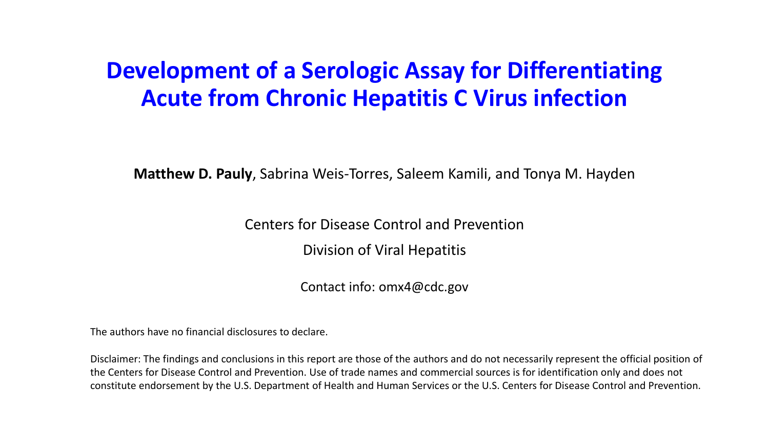# Development of a Serologic Assay for Differentiating Acute from Chronic Hepatitis C Virus infection

**Matthew D. Pauly**, Sabrina Weis-Torres, Saleem Kamili, and Tonya M. Hayden

Centers for Disease Control and Prevention

Division of Viral Hepatitis

Contact info: omx4@cdc.gov

The authors have no financial disclosures to declare.

Disclaimer: The findings and conclusions in this report are those of the authors and do not necessarily represent the official position of the Centers for Disease Control and Prevention. Use of trade names and commercial sources is for identification only and does not constitute endorsement by the U.S. Department of Health and Human Services or the U.S. Centers for Disease Control and Prevention.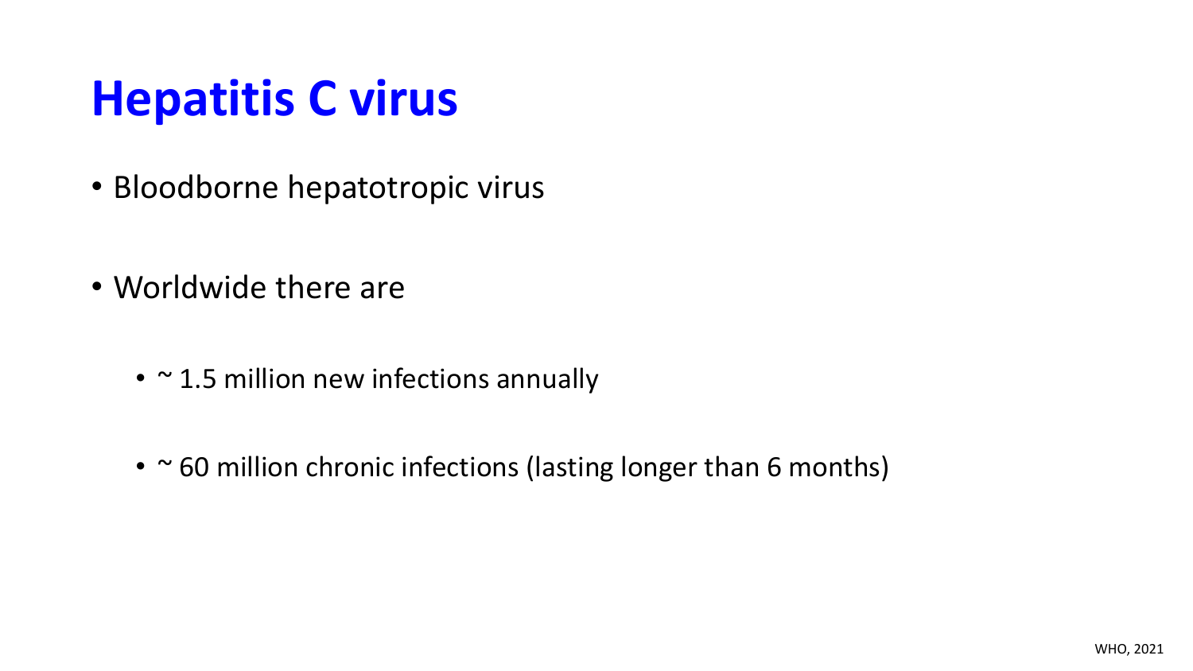# Hepatitis C virus

- Bloodborne hepatotropic virus

- Worldwide there are

  - ~ 1.5 million new infections annually

  - ~ 60 million chronic infections (lasting longer than 6 months)

WHO, 2021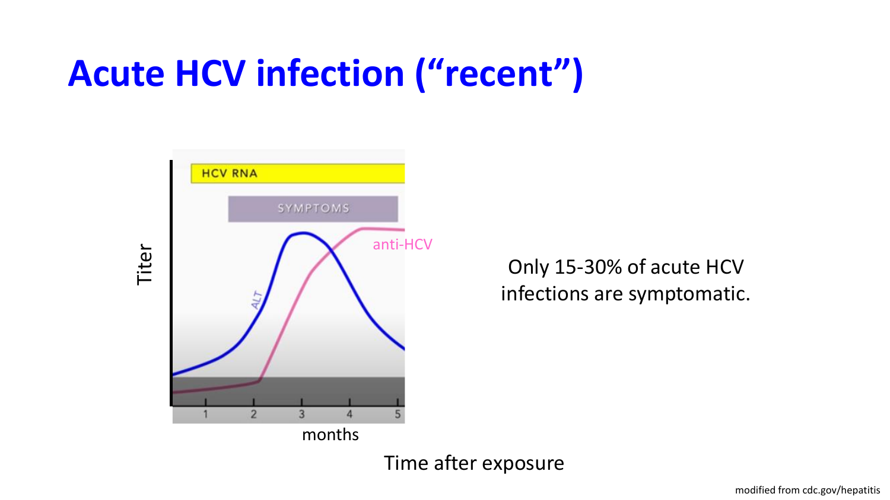# Acute HCV infection ("recent")

HCV RNA

SYMPTOMS

anti-HCV

ALT

Titer

1 2 3 4 5

months

Time after exposure

Only 15-30% of acute HCV infections are symptomatic.

modified from cdc.gov/hepatitis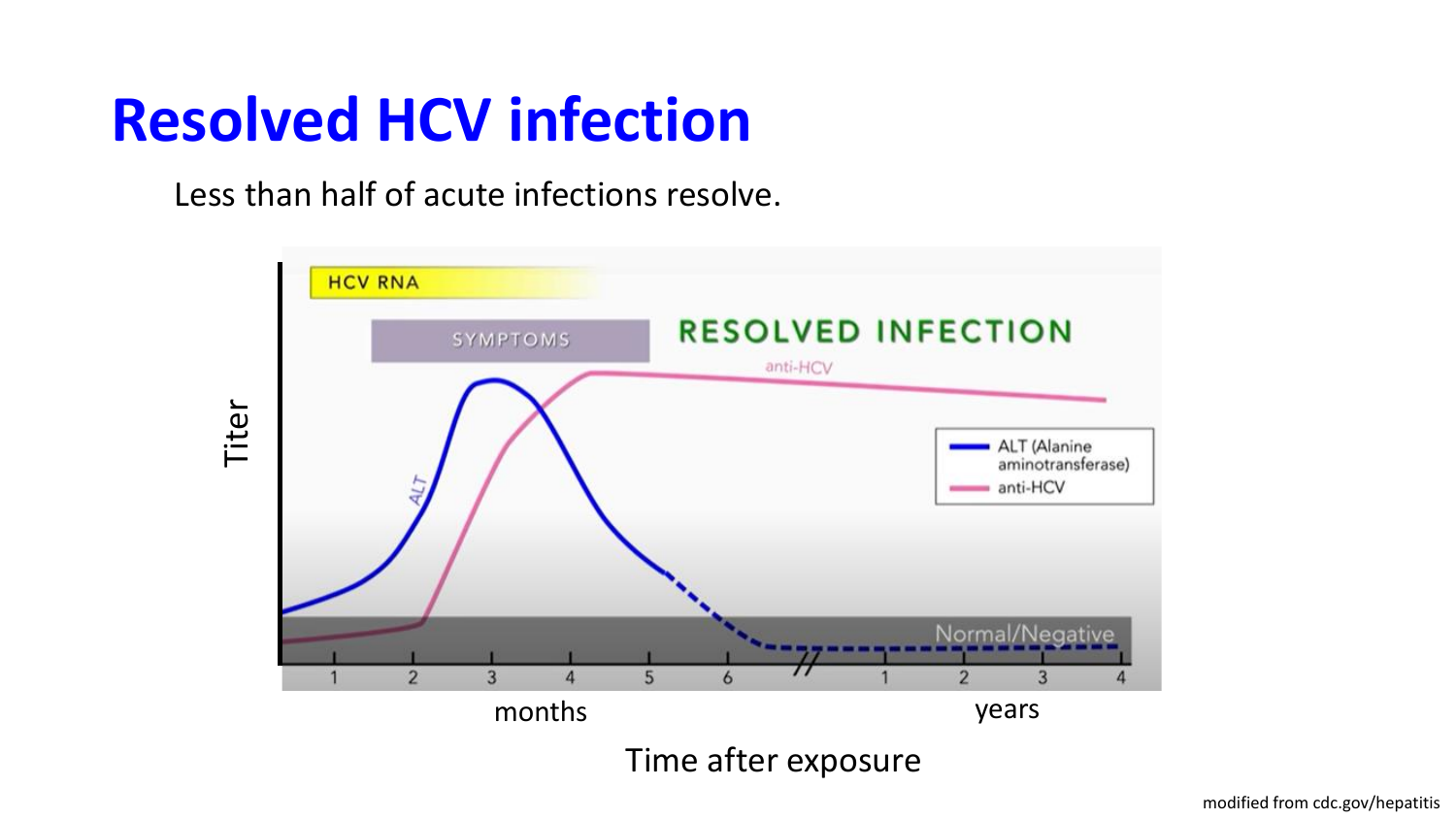# Resolved HCV infection

Less than half of acute infections resolve.

modified from cdc.gov/hepatitis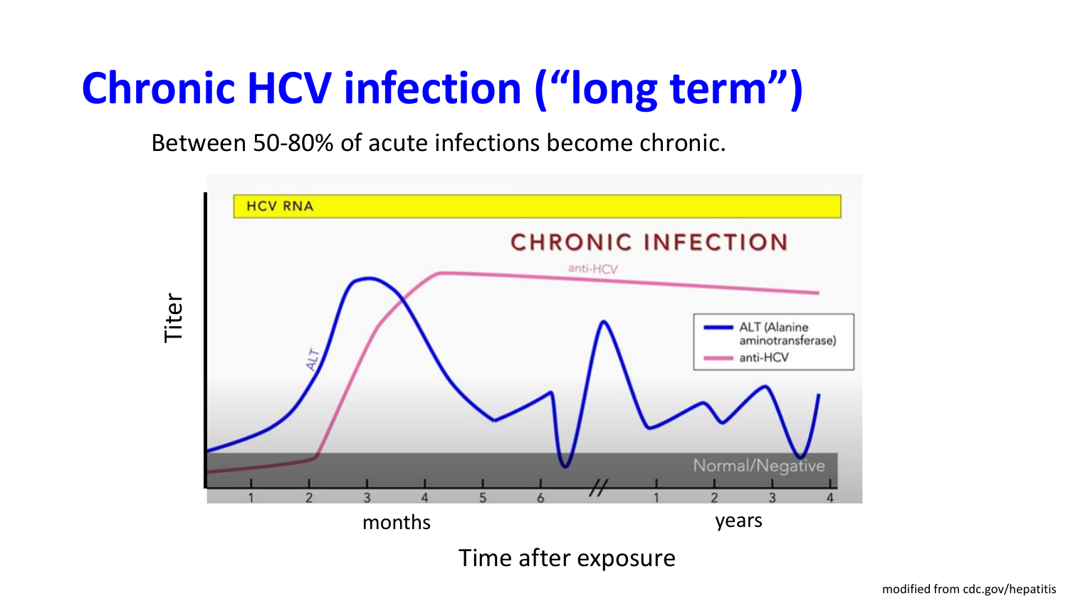# Chronic HCV infection ("long term")

Between 50-80% of acute infections become chronic.

HCV RNA

CHRONIC INFECTION

anti-HCV

ALT

- ALT (Alanine aminotransferase)
- anti-HCV

Normal/Negative

Titer

1 2 3 4 5 6 // 1 2 3 4

months years

Time after exposure

modified from cdc.gov/hepatitis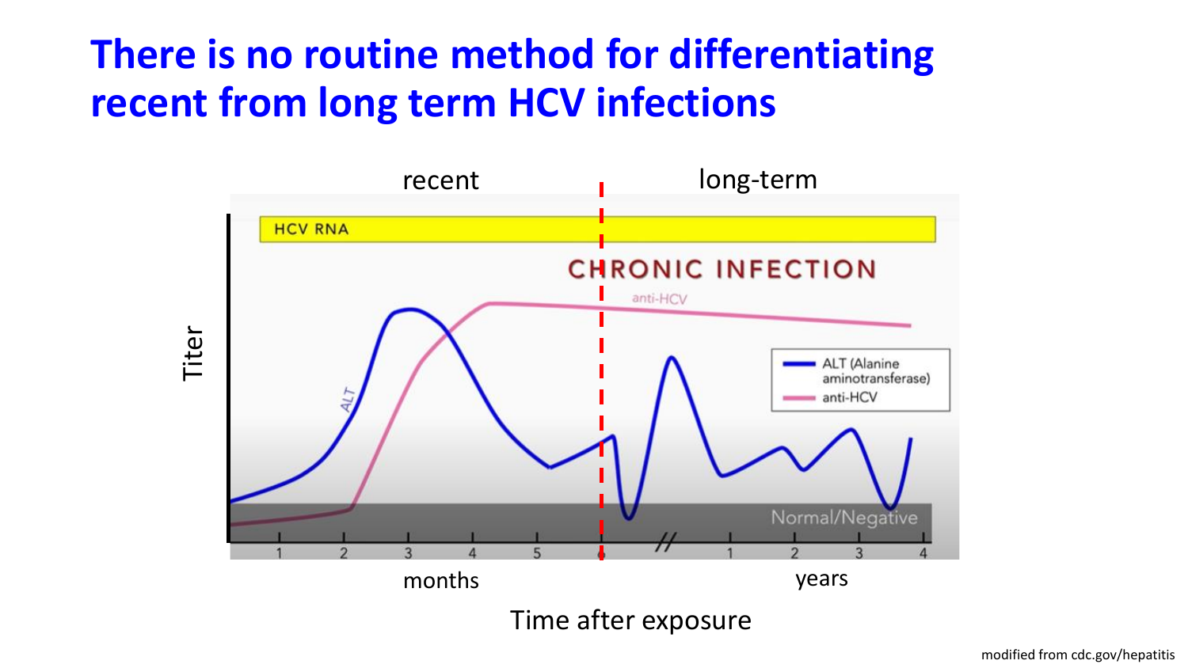# There is no routine method for differentiating recent from long term HCV infections

recent | long-term

HCV RNA

CHRONIC INFECTION

anti-HCV

ALT

- ALT (Alanine aminotransferase)
- anti-HCV

Normal/Negative

Titer

1 2 3 4 5 6 // 1 2 3 4

months | years

Time after exposure

modified from cdc.gov/hepatitis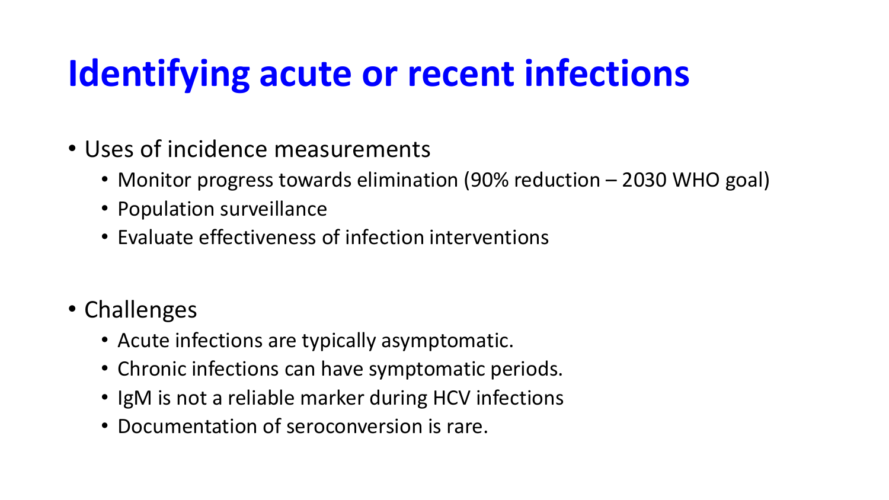# Identifying acute or recent infections

- Uses of incidence measurements
  - Monitor progress towards elimination (90% reduction – 2030 WHO goal)
  - Population surveillance
  - Evaluate effectiveness of infection interventions

- Challenges
  - Acute infections are typically asymptomatic.
  - Chronic infections can have symptomatic periods.
  - IgM is not a reliable marker during HCV infections
  - Documentation of seroconversion is rare.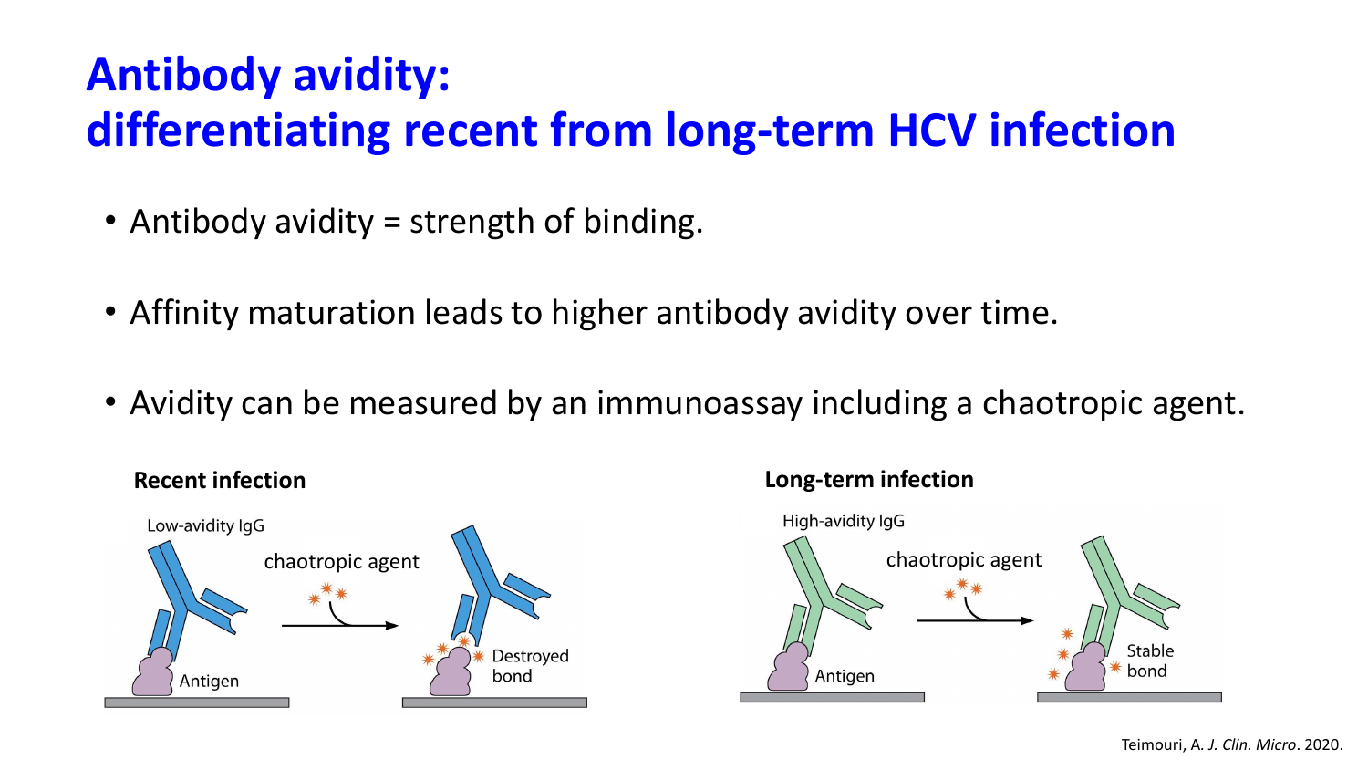# Antibody avidity: differentiating recent from long-term HCV infection

- Antibody avidity = strength of binding.
- Affinity maturation leads to higher antibody avidity over time.
- Avidity can be measured by an immunoassay including a chaotropic agent.

**Recent infection**

Low-avidity IgG

chaotropic agent

Antigen

Destroyed bond

**Long-term infection**

High-avidity IgG

chaotropic agent

Antigen

Stable bond

Teimouri, A. *J. Clin. Micro*. 2020.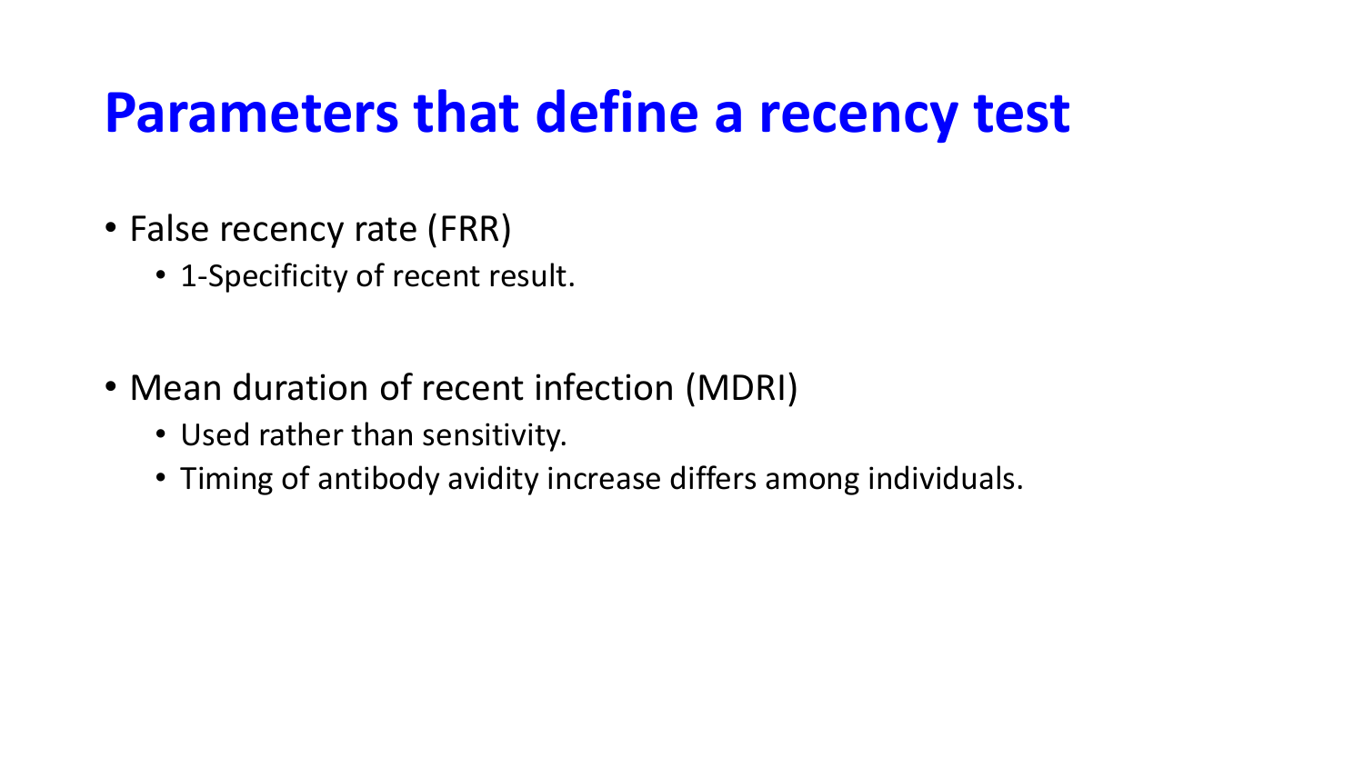# Parameters that define a recency test

- False recency rate (FRR)
  - 1-Specificity of recent result.
- Mean duration of recent infection (MDRI)
  - Used rather than sensitivity.
  - Timing of antibody avidity increase differs among individuals.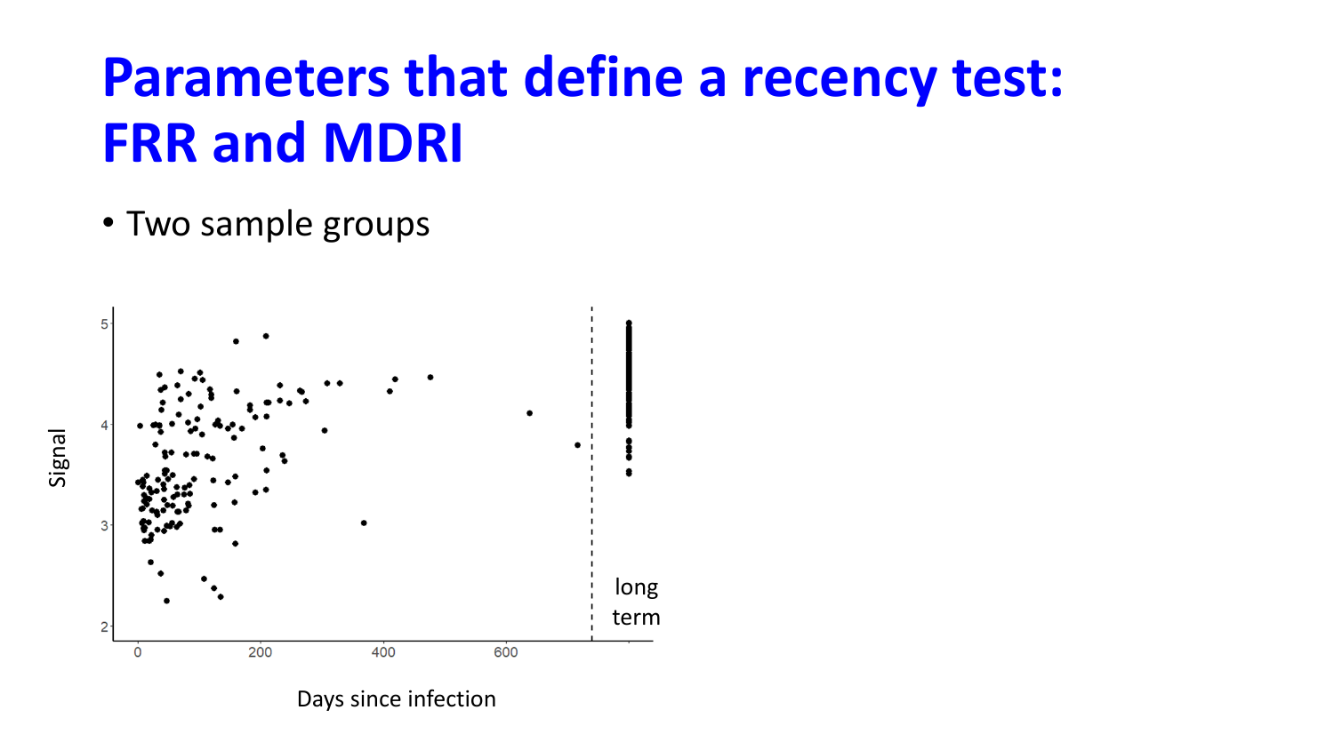# Parameters that define a recency test: FRR and MDRI

- Two sample groups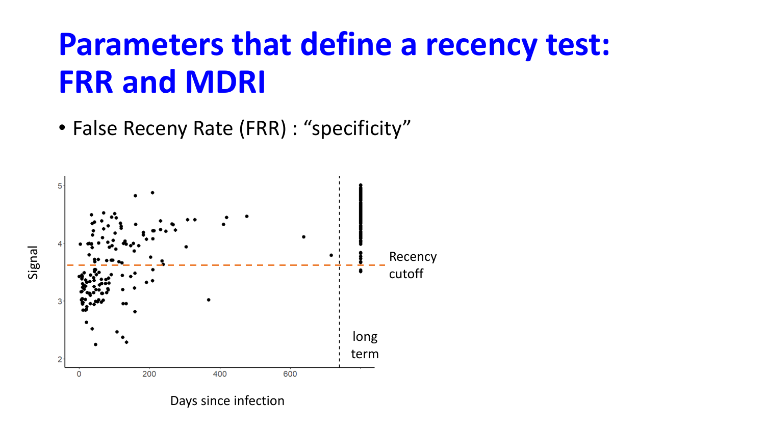# Parameters that define a recency test: FRR and MDRI

- False Receny Rate (FRR) : “specificity”

Recency cutoff

long term

Signal

Days since infection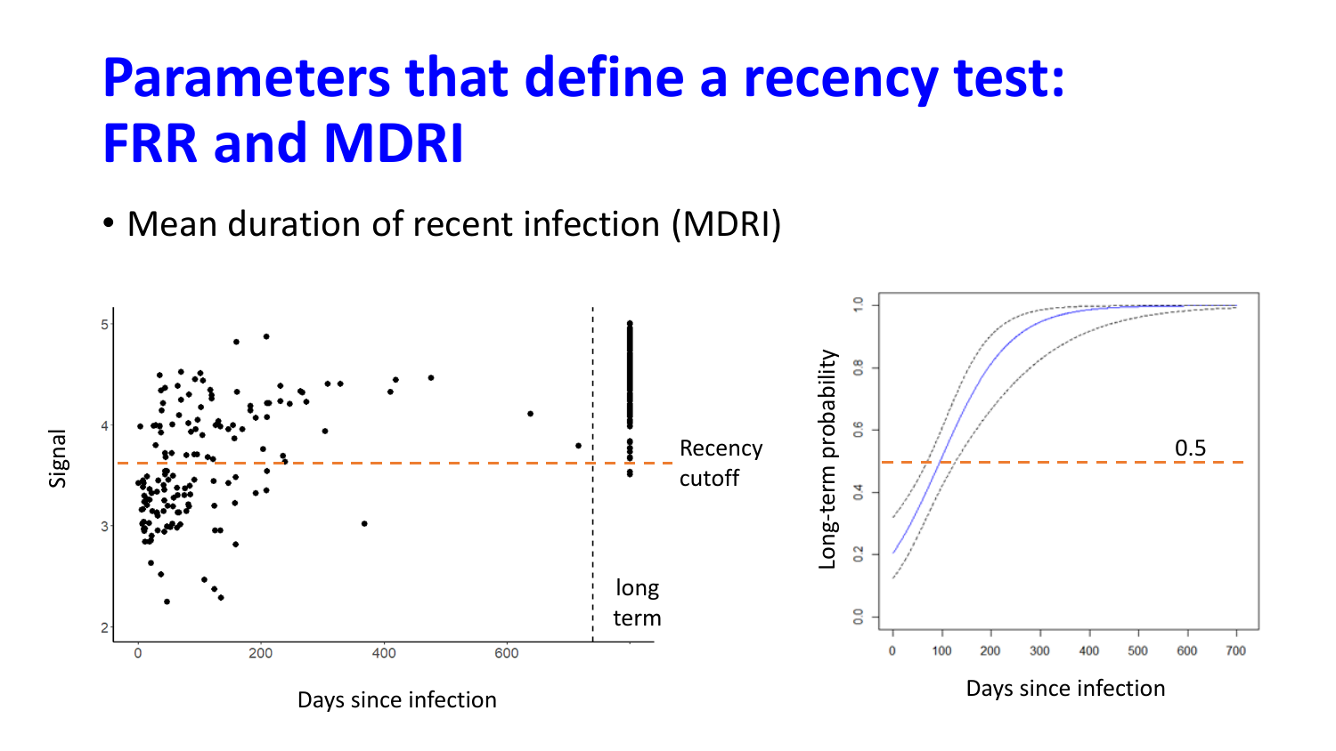# Parameters that define a recency test: FRR and MDRI

- Mean duration of recent infection (MDRI)

Signal

Recency cutoff

long term

Days since infection

Long-term probability

0.5

Days since infection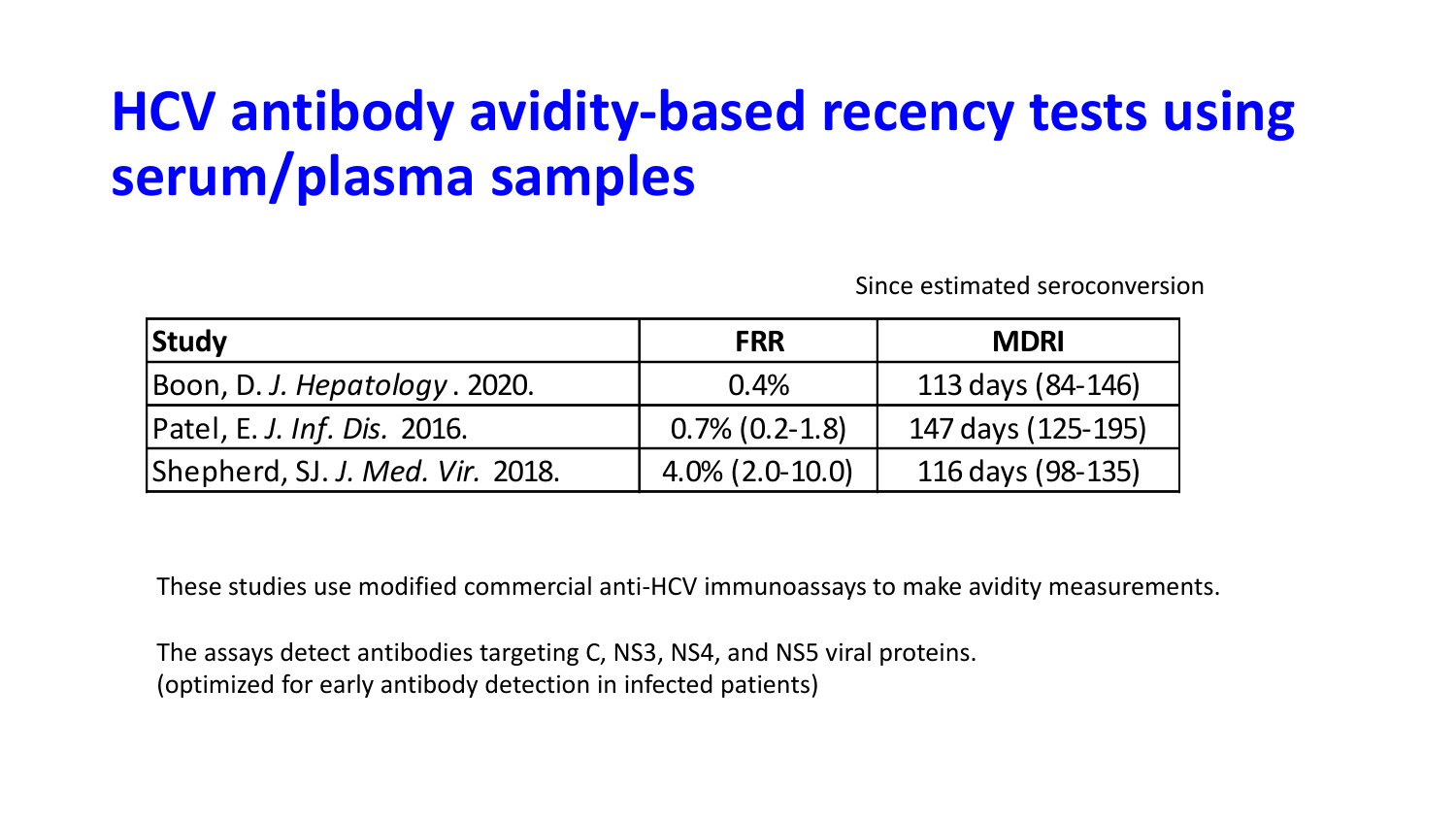# HCV antibody avidity-based recency tests using serum/plasma samples

Since estimated seroconversion

| Study | FRR | MDRI |
|---|---|---|
| Boon, D. *J. Hepatology*. 2020. | 0.4% | 113 days (84-146) |
| Patel, E. *J. Inf. Dis.* 2016. | 0.7% (0.2-1.8) | 147 days (125-195) |
| Shepherd, SJ. *J. Med. Vir.* 2018. | 4.0% (2.0-10.0) | 116 days (98-135) |

These studies use modified commercial anti-HCV immunoassays to make avidity measurements.

The assays detect antibodies targeting C, NS3, NS4, and NS5 viral proteins.
(optimized for early antibody detection in infected patients)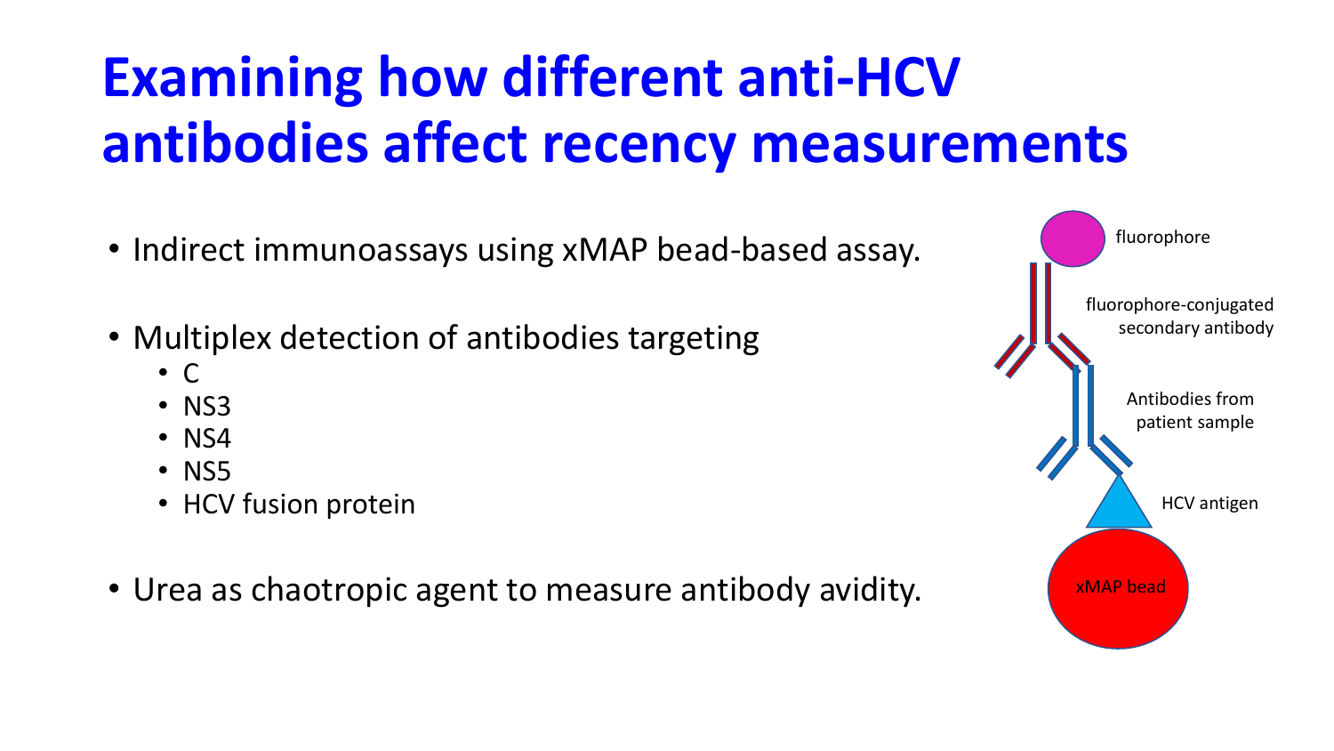# Examining how different anti-HCV antibodies affect recency measurements

- Indirect immunoassays using xMAP bead-based assay.
- Multiplex detection of antibodies targeting
  - C
  - NS3
  - NS4
  - NS5
  - HCV fusion protein
- Urea as chaotropic agent to measure antibody avidity.

fluorophore

fluorophore-conjugated secondary antibody

Antibodies from patient sample

HCV antigen

xMAP bead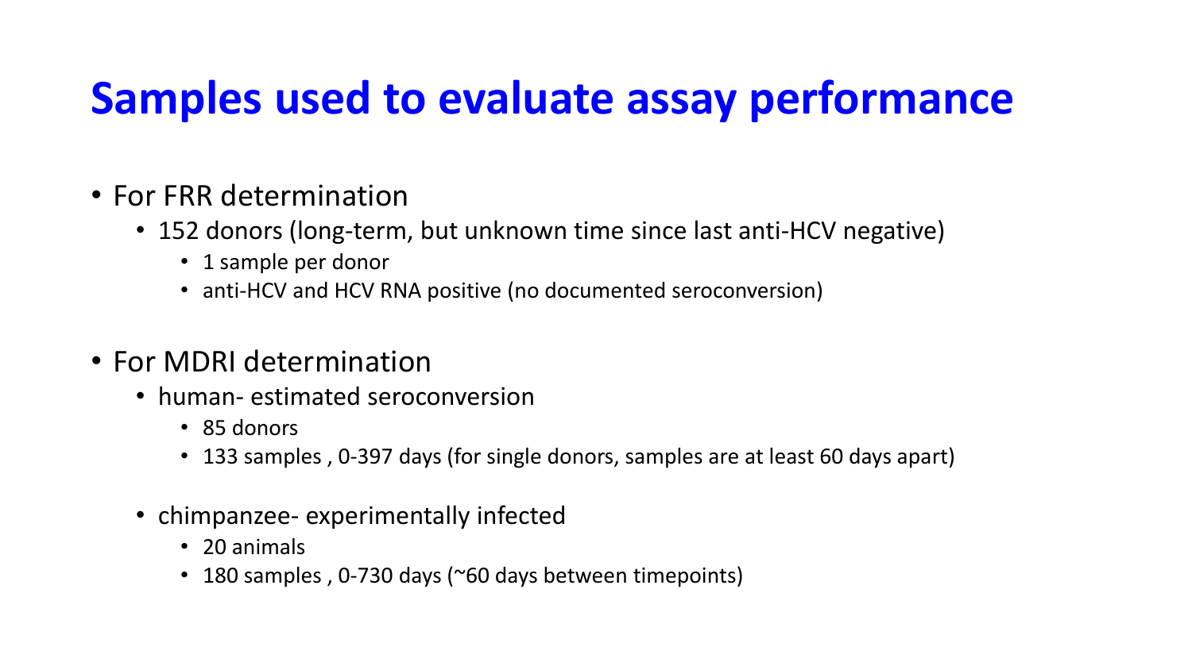# Samples used to evaluate assay performance

- For FRR determination
  - 152 donors (long-term, but unknown time since last anti-HCV negative)
    - 1 sample per donor
    - anti-HCV and HCV RNA positive (no documented seroconversion)

- For MDRI determination
  - human- estimated seroconversion
    - 85 donors
    - 133 samples , 0-397 days (for single donors, samples are at least 60 days apart)

  - chimpanzee- experimentally infected
    - 20 animals
    - 180 samples , 0-730 days (~60 days between timepoints)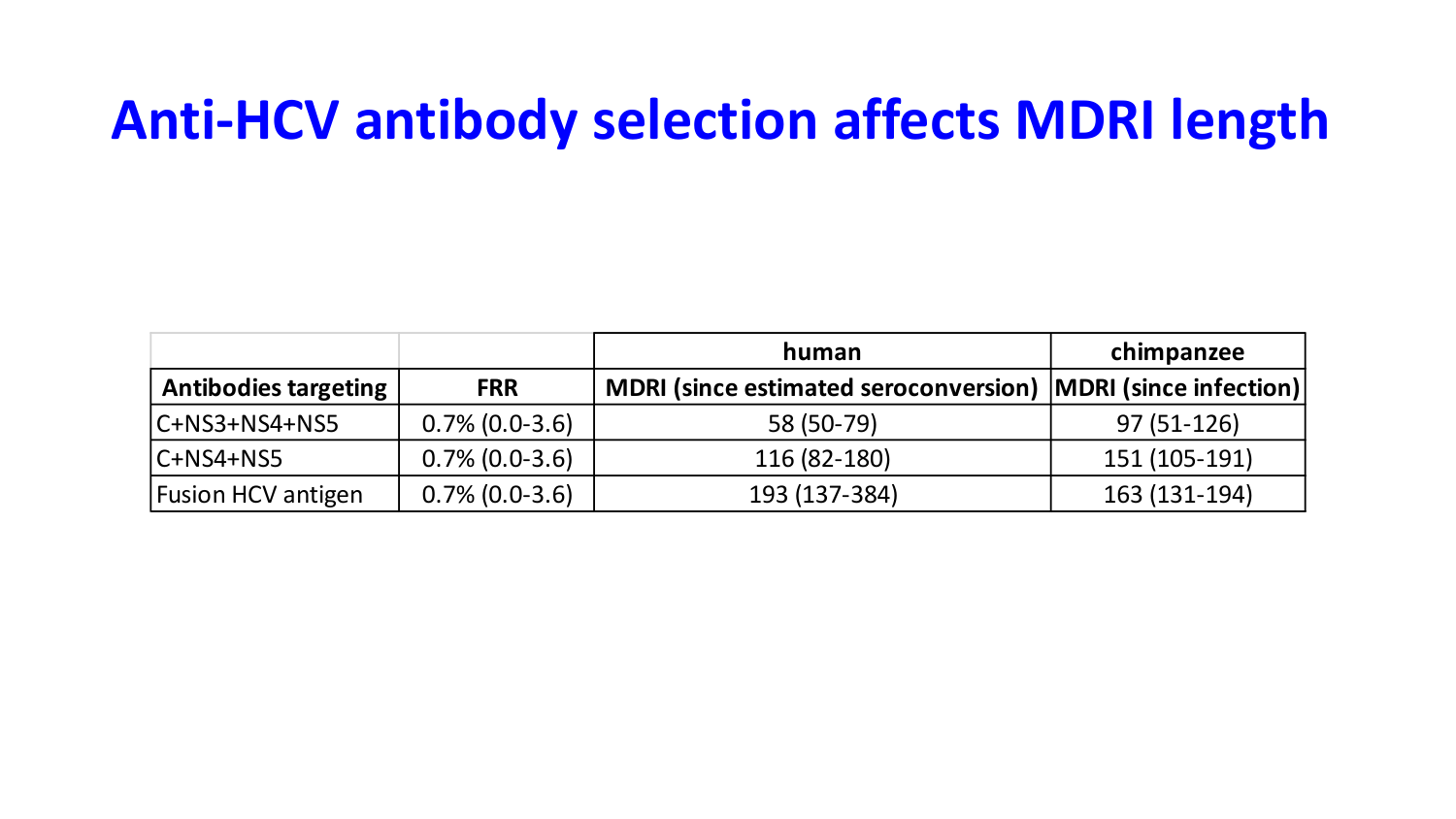# Anti-HCV antibody selection affects MDRI length

| | | human | chimpanzee |
|---|---|---|---|
| **Antibodies targeting** | **FRR** | **MDRI (since estimated seroconversion)** | **MDRI (since infection)** |
| C+NS3+NS4+NS5 | 0.7% (0.0-3.6) | 58 (50-79) | 97 (51-126) |
| C+NS4+NS5 | 0.7% (0.0-3.6) | 116 (82-180) | 151 (105-191) |
| Fusion HCV antigen | 0.7% (0.0-3.6) | 193 (137-384) | 163 (131-194) |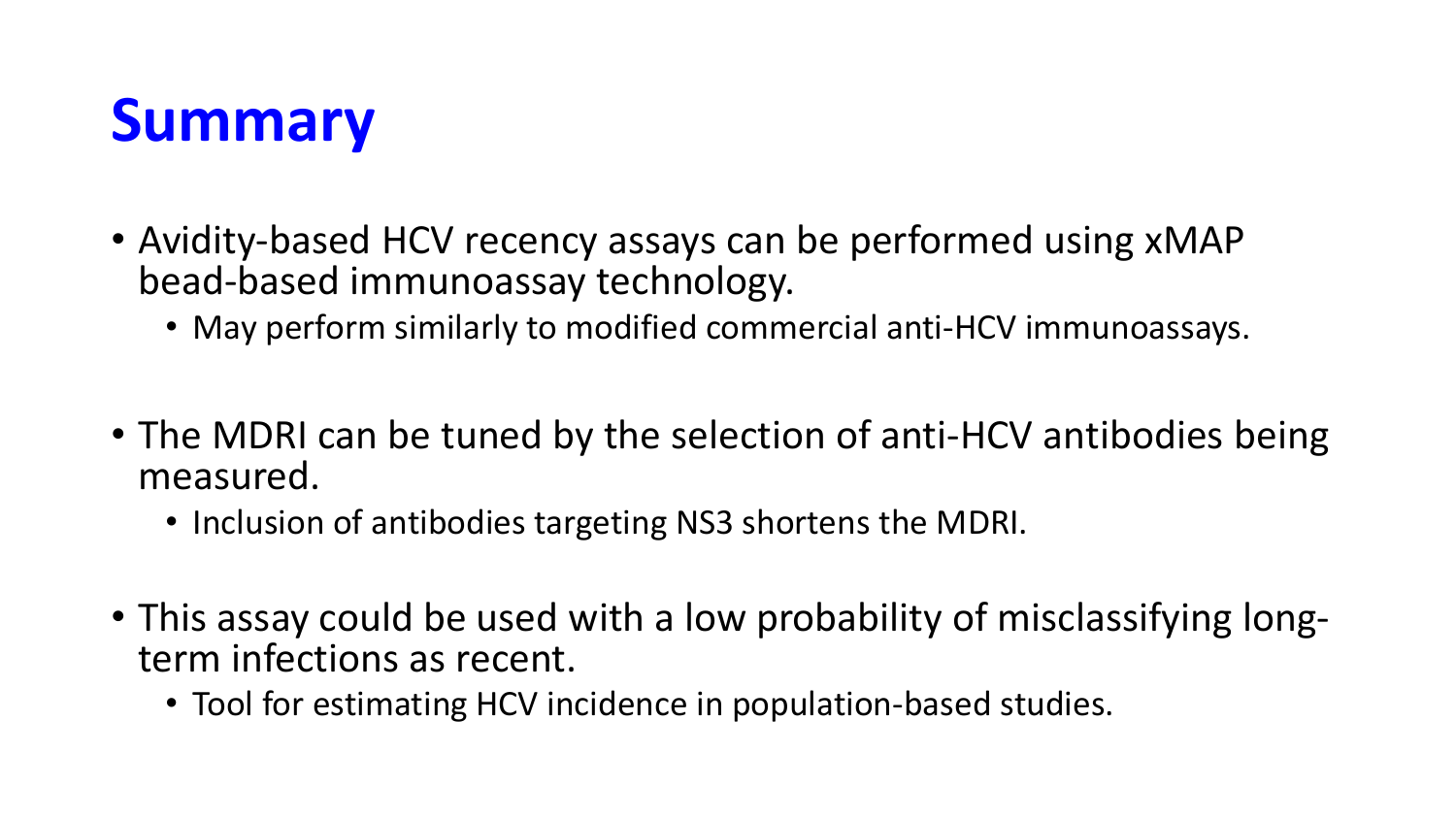# Summary

- Avidity-based HCV recency assays can be performed using xMAP bead-based immunoassay technology.
  - May perform similarly to modified commercial anti-HCV immunoassays.

- The MDRI can be tuned by the selection of anti-HCV antibodies being measured.
  - Inclusion of antibodies targeting NS3 shortens the MDRI.

- This assay could be used with a low probability of misclassifying long-term infections as recent.
  - Tool for estimating HCV incidence in population-based studies.